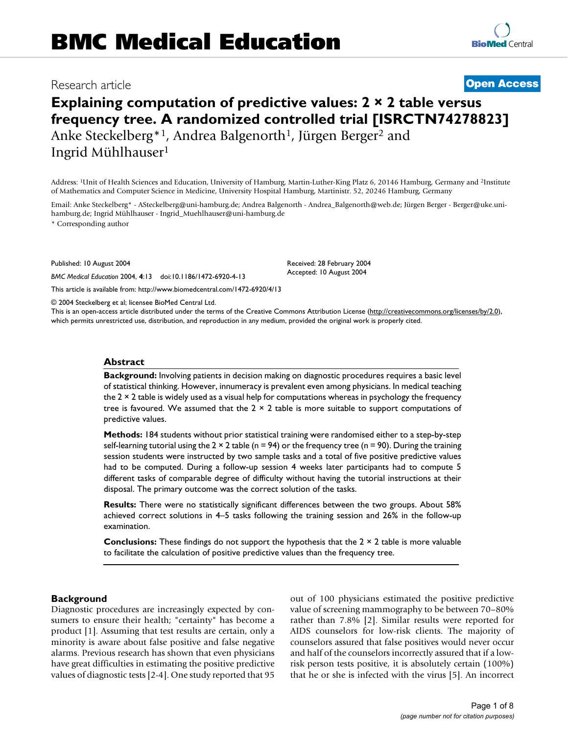# BMC Medical Education

Research article

**Open Access**

# Explaining computation of predictive values: 2 × 2 table versus frequency tree. A randomized controlled trial [ISRCTN74278823]

Anke Steckelberg*[1], Andrea Balgenorth[1], Jürgen Berger[2] and Ingrid Mühlhauser[1]

Address: [1]Unit of Health Sciences and Education, University of Hamburg, Martin-Luther-King Platz 6, 20146 Hamburg, Germany and [2]Institute of Mathematics and Computer Science in Medicine, University Hospital Hamburg, Martinistr. 52, 20246 Hamburg, Germany

Email: Anke Steckelberg* - ASteckelberg@uni-hamburg.de; Andrea Balgenorth - Andrea_Balgenorth@web.de; Jürgen Berger - Berger@uke.uni-hamburg.de; Ingrid Mühlhauser - Ingrid_Muehlhauser@uni-hamburg.de

* Corresponding author

Published: 10 August 2004

*BMC Medical Education* 2004, **4**:13 doi:10.1186/1472-6920-4-13

Received: 28 February 2004
Accepted: 10 August 2004

This article is available from: http://www.biomedcentral.com/1472-6920/4/13

© 2004 Steckelberg et al; licensee BioMed Central Ltd.
This is an open-access article distributed under the terms of the Creative Commons Attribution License (http://creativecommons.org/licenses/by/2.0), which permits unrestricted use, distribution, and reproduction in any medium, provided the original work is properly cited.

## Abstract

**Background:** Involving patients in decision making on diagnostic procedures requires a basic level of statistical thinking. However, innumeracy is prevalent even among physicians. In medical teaching the 2 × 2 table is widely used as a visual help for computations whereas in psychology the frequency tree is favoured. We assumed that the 2 × 2 table is more suitable to support computations of predictive values.

**Methods:** 184 students without prior statistical training were randomised either to a step-by-step self-learning tutorial using the 2 × 2 table (n = 94) or the frequency tree (n = 90). During the training session students were instructed by two sample tasks and a total of five positive predictive values had to be computed. During a follow-up session 4 weeks later participants had to compute 5 different tasks of comparable degree of difficulty without having the tutorial instructions at their disposal. The primary outcome was the correct solution of the tasks.

**Results:** There were no statistically significant differences between the two groups. About 58% achieved correct solutions in 4–5 tasks following the training session and 26% in the follow-up examination.

**Conclusions:** These findings do not support the hypothesis that the 2 × 2 table is more valuable to facilitate the calculation of positive predictive values than the frequency tree.

## Background

Diagnostic procedures are increasingly expected by consumers to ensure their health; "certainty" has become a product [1]. Assuming that test results are certain, only a minority is aware about false positive and false negative alarms. Previous research has shown that even physicians have great difficulties in estimating the positive predictive values of diagnostic tests [2-4]. One study reported that 95 out of 100 physicians estimated the positive predictive value of screening mammography to be between 70–80% rather than 7.8% [2]. Similar results were reported for AIDS counselors for low-risk clients. The majority of counselors assured that false positives would never occur and half of the counselors incorrectly assured that if a low-risk person tests positive, it is absolutely certain (100%) that he or she is infected with the virus [5]. An incorrect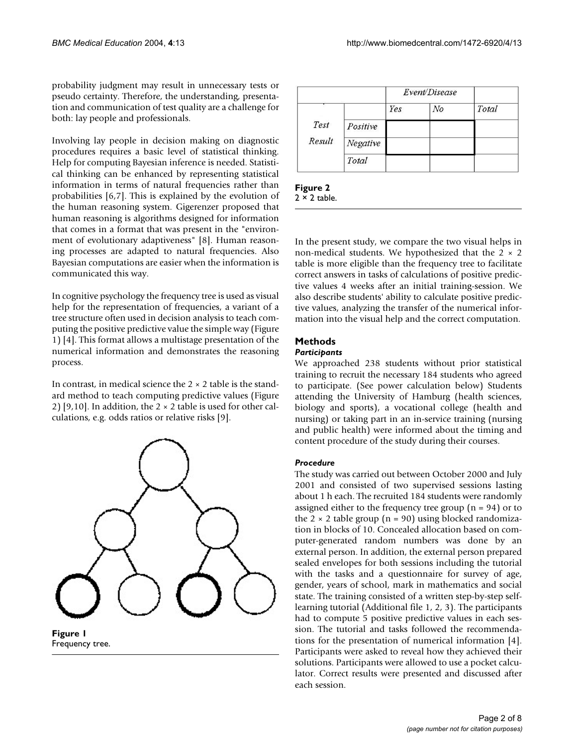probability judgment may result in unnecessary tests or pseudo certainty. Therefore, the understanding, presentation and communication of test quality are a challenge for both: lay people and professionals.

Involving lay people in decision making on diagnostic procedures requires a basic level of statistical thinking. Help for computing Bayesian inference is needed. Statistical thinking can be enhanced by representing statistical information in terms of natural frequencies rather than probabilities [6,7]. This is explained by the evolution of the human reasoning system. Gigerenzer proposed that human reasoning is algorithms designed for information that comes in a format that was present in the "environment of evolutionary adaptiveness" [8]. Human reasoning processes are adapted to natural frequencies. Also Bayesian computations are easier when the information is communicated this way.

In cognitive psychology the frequency tree is used as visual help for the representation of frequencies, a variant of a tree structure often used in decision analysis to teach computing the positive predictive value the simple way (Figure 1) [4]. This format allows a multistage presentation of the numerical information and demonstrates the reasoning process.

In contrast, in medical science the 2 × 2 table is the standard method to teach computing predictive values (Figure 2) [9,10]. In addition, the 2 × 2 table is used for other calculations, e.g. odds ratios or relative risks [9].

**Figure 1**
Frequency tree.

| | | *Event/Disease* | | |
|---|---|---|---|---|
| | | *Yes* | *No* | *Total* |
| *Test Result* | *Positive* | | | |
| | *Negative* | | | |
| | *Total* | | | |

**Figure 2**
2 × 2 table.

In the present study, we compare the two visual helps in non-medical students. We hypothesized that the 2 × 2 table is more eligible than the frequency tree to facilitate correct answers in tasks of calculations of positive predictive values 4 weeks after an initial training-session. We also describe students' ability to calculate positive predictive values, analyzing the transfer of the numerical information into the visual help and the correct computation.

## Methods

### *Participants*

We approached 238 students without prior statistical training to recruit the necessary 184 students who agreed to participate. (See power calculation below) Students attending the University of Hamburg (health sciences, biology and sports), a vocational college (health and nursing) or taking part in an in-service training (nursing and public health) were informed about the timing and content procedure of the study during their courses.

### *Procedure*

The study was carried out between October 2000 and July 2001 and consisted of two supervised sessions lasting about 1 h each. The recruited 184 students were randomly assigned either to the frequency tree group (n = 94) or to the 2 × 2 table group (n = 90) using blocked randomization in blocks of 10. Concealed allocation based on computer-generated random numbers was done by an external person. In addition, the external person prepared sealed envelopes for both sessions including the tutorial with the tasks and a questionnaire for survey of age, gender, years of school, mark in mathematics and social state. The training consisted of a written step-by-step self-learning tutorial (Additional file 1, 2, 3). The participants had to compute 5 positive predictive values in each session. The tutorial and tasks followed the recommendations for the presentation of numerical information [4]. Participants were asked to reveal how they achieved their solutions. Participants were allowed to use a pocket calculator. Correct results were presented and discussed after each session.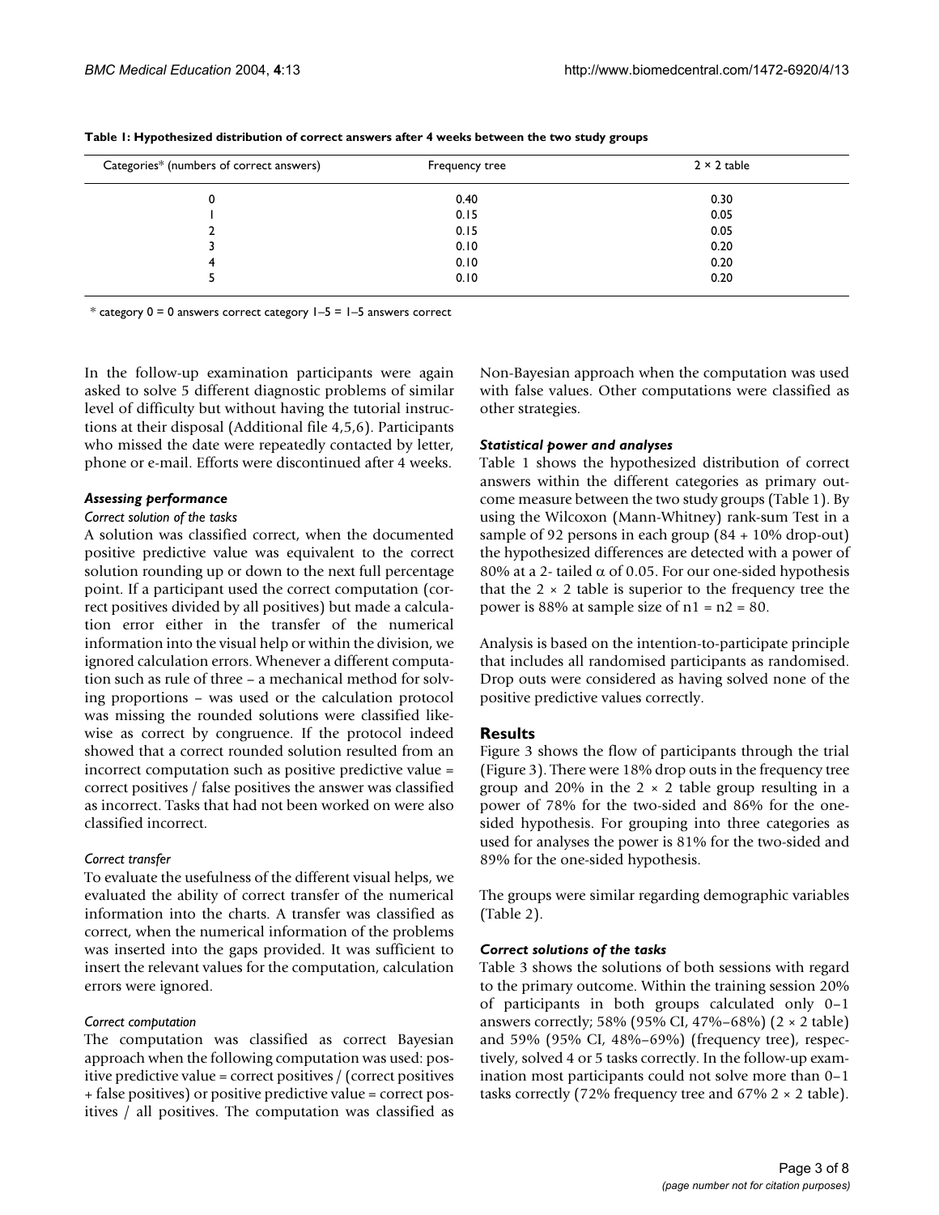**Table 1: Hypothesized distribution of correct answers after 4 weeks between the two study groups**

| Categories* (numbers of correct answers) | Frequency tree | 2 × 2 table |
| --- | --- | --- |
| 0 | 0.40 | 0.30 |
| 1 | 0.15 | 0.05 |
| 2 | 0.15 | 0.05 |
| 3 | 0.10 | 0.20 |
| 4 | 0.10 | 0.20 |
| 5 | 0.10 | 0.20 |

\* category 0 = 0 answers correct category 1–5 = 1–5 answers correct

In the follow-up examination participants were again asked to solve 5 different diagnostic problems of similar level of difficulty but without having the tutorial instructions at their disposal (Additional file 4,5,6). Participants who missed the date were repeatedly contacted by letter, phone or e-mail. Efforts were discontinued after 4 weeks.

### Assessing performance

*Correct solution of the tasks*

A solution was classified correct, when the documented positive predictive value was equivalent to the correct solution rounding up or down to the next full percentage point. If a participant used the correct computation (correct positives divided by all positives) but made a calculation error either in the transfer of the numerical information into the visual help or within the division, we ignored calculation errors. Whenever a different computation such as rule of three – a mechanical method for solving proportions – was used or the calculation protocol was missing the rounded solutions were classified likewise as correct by congruence. If the protocol indeed showed that a correct rounded solution resulted from an incorrect computation such as positive predictive value = correct positives / false positives the answer was classified as incorrect. Tasks that had not been worked on were also classified incorrect.

*Correct transfer*

To evaluate the usefulness of the different visual helps, we evaluated the ability of correct transfer of the numerical information into the charts. A transfer was classified as correct, when the numerical information of the problems was inserted into the gaps provided. It was sufficient to insert the relevant values for the computation, calculation errors were ignored.

*Correct computation*

The computation was classified as correct Bayesian approach when the following computation was used: positive predictive value = correct positives / (correct positives + false positives) or positive predictive value = correct positives / all positives. The computation was classified as Non-Bayesian approach when the computation was used with false values. Other computations were classified as other strategies.

### Statistical power and analyses

Table 1 shows the hypothesized distribution of correct answers within the different categories as primary outcome measure between the two study groups (Table 1). By using the Wilcoxon (Mann-Whitney) rank-sum Test in a sample of 92 persons in each group (84 + 10% drop-out) the hypothesized differences are detected with a power of 80% at a 2- tailed $\alpha$ of 0.05. For our one-sided hypothesis that the 2 × 2 table is superior to the frequency tree the power is 88% at sample size of $n1 = n2 = 80$.

Analysis is based on the intention-to-participate principle that includes all randomised participants as randomised. Drop outs were considered as having solved none of the positive predictive values correctly.

## Results

Figure 3 shows the flow of participants through the trial (Figure 3). There were 18% drop outs in the frequency tree group and 20% in the 2 × 2 table group resulting in a power of 78% for the two-sided and 86% for the one-sided hypothesis. For grouping into three categories as used for analyses the power is 81% for the two-sided and 89% for the one-sided hypothesis.

The groups were similar regarding demographic variables (Table 2).

### Correct solutions of the tasks

Table 3 shows the solutions of both sessions with regard to the primary outcome. Within the training session 20% of participants in both groups calculated only 0–1 answers correctly; 58% (95% CI, 47%–68%) (2 × 2 table) and 59% (95% CI, 48%–69%) (frequency tree), respectively, solved 4 or 5 tasks correctly. In the follow-up examination most participants could not solve more than 0–1 tasks correctly (72% frequency tree and 67% 2 × 2 table).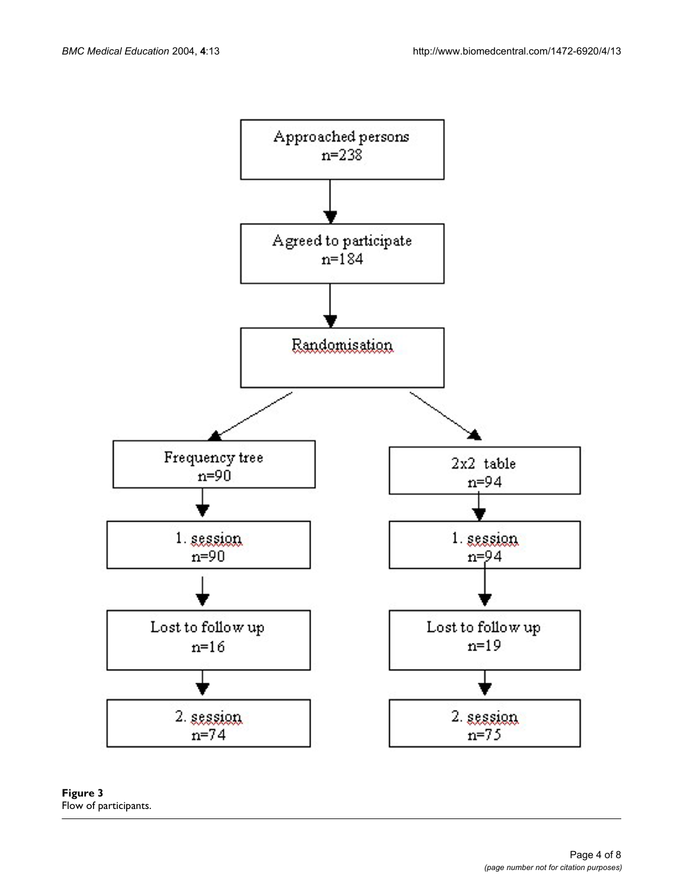Approached persons
n=238

Agreed to participate
n=184

Randomisation

Frequency tree
n=90

2x2 table
n=94

1. session
n=90

1. session
n=94

Lost to follow up
n=16

Lost to follow up
n=19

2. session
n=74

2. session
n=75

**Figure 3**
Flow of participants.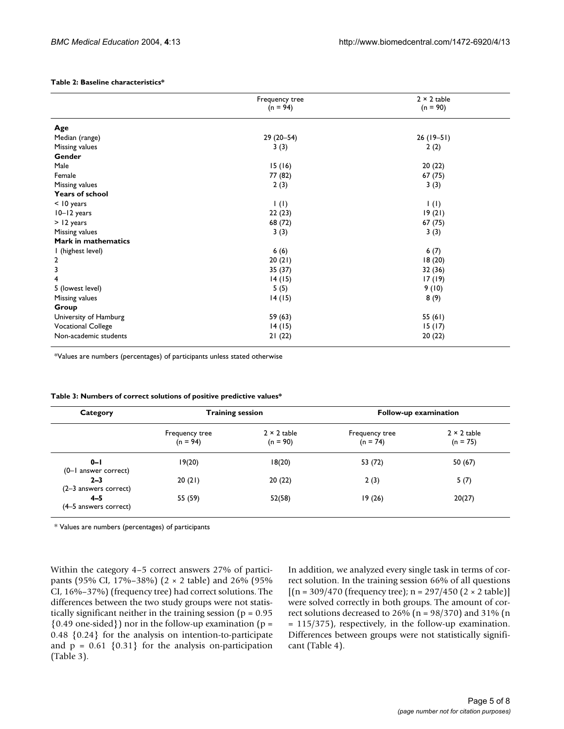**Table 2: Baseline characteristics***

| | Frequency tree (n = 94) | 2 × 2 table (n = 90) |
| --- | --- | --- |
| **Age** | | |
| Median (range) | 29 (20–54) | 26 (19–51) |
| Missing values | 3 (3) | 2 (2) |
| **Gender** | | |
| Male | 15 (16) | 20 (22) |
| Female | 77 (82) | 67 (75) |
| Missing values | 2 (3) | 3 (3) |
| **Years of school** | | |
| < 10 years | 1 (1) | 1 (1) |
| 10–12 years | 22 (23) | 19 (21) |
| > 12 years | 68 (72) | 67 (75) |
| Missing values | 3 (3) | 3 (3) |
| **Mark in mathematics** | | |
| 1 (highest level) | 6 (6) | 6 (7) |
| 2 | 20 (21) | 18 (20) |
| 3 | 35 (37) | 32 (36) |
| 4 | 14 (15) | 17 (19) |
| 5 (lowest level) | 5 (5) | 9 (10) |
| Missing values | 14 (15) | 8 (9) |
| **Group** | | |
| University of Hamburg | 59 (63) | 55 (61) |
| Vocational College | 14 (15) | 15 (17) |
| Non-academic students | 21 (22) | 20 (22) |

*Values are numbers (percentages) of participants unless stated otherwise

**Table 3: Numbers of correct solutions of positive predictive values***

| Category | Training session | | Follow-up examination | |
| --- | --- | --- | --- | --- |
| | Frequency tree (n = 94) | 2 × 2 table (n = 90) | Frequency tree (n = 74) | 2 × 2 table (n = 75) |
| **0–1** (0–1 answer correct) | 19(20) | 18(20) | 53 (72) | 50 (67) |
| **2–3** (2–3 answers correct) | 20 (21) | 20 (22) | 2 (3) | 5 (7) |
| **4–5** (4–5 answers correct) | 55 (59) | 52(58) | 19 (26) | 20(27) |

* Values are numbers (percentages) of participants

Within the category 4–5 correct answers 27% of participants (95% CI, 17%–38%) (2 × 2 table) and 26% (95% CI, 16%–37%) (frequency tree) had correct solutions. The differences between the two study groups were not statistically significant neither in the training session ($p = 0.95$ {0.49 one-sided}) nor in the follow-up examination ($p = 0.48$ {0.24} for the analysis on intention-to-participate and $p = 0.61$ {0.31} for the analysis on-participation (Table 3).

In addition, we analyzed every single task in terms of correct solution. In the training session 66% of all questions [(n = 309/470 (frequency tree); n = 297/450 (2 × 2 table)] were solved correctly in both groups. The amount of correct solutions decreased to 26% (n = 98/370) and 31% (n = 115/375), respectively, in the follow-up examination. Differences between groups were not statistically significant (Table 4).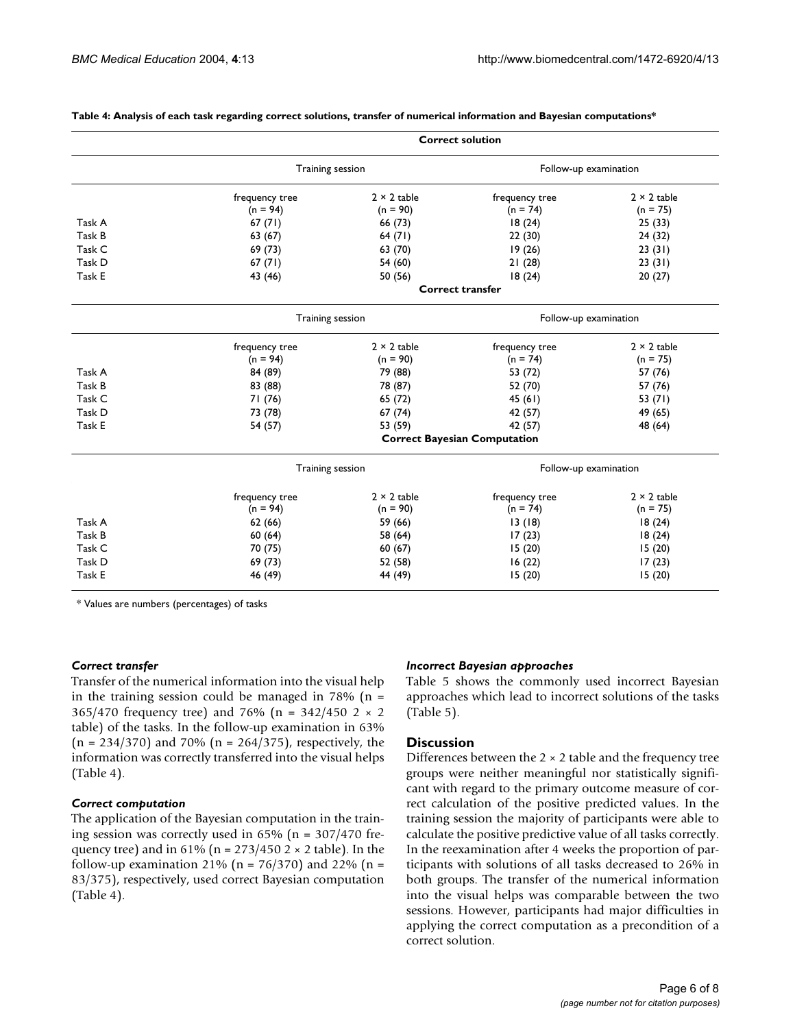**Table 4: Analysis of each task regarding correct solutions, transfer of numerical information and Bayesian computations***

| | **Correct solution** | | | |
|---|---|---|---|---|
| | Training session | | Follow-up examination | |
| | frequency tree (n = 94) | 2 × 2 table (n = 90) | frequency tree (n = 74) | 2 × 2 table (n = 75) |
| Task A | 67 (71) | 66 (73) | 18 (24) | 25 (33) |
| Task B | 63 (67) | 64 (71) | 22 (30) | 24 (32) |
| Task C | 69 (73) | 63 (70) | 19 (26) | 23 (31) |
| Task D | 67 (71) | 54 (60) | 21 (28) | 23 (31) |
| Task E | 43 (46) | 50 (56) | 18 (24) | 20 (27) |
| | **Correct transfer** | | | |
| | Training session | | Follow-up examination | |
| | frequency tree (n = 94) | 2 × 2 table (n = 90) | frequency tree (n = 74) | 2 × 2 table (n = 75) |
| Task A | 84 (89) | 79 (88) | 53 (72) | 57 (76) |
| Task B | 83 (88) | 78 (87) | 52 (70) | 57 (76) |
| Task C | 71 (76) | 65 (72) | 45 (61) | 53 (71) |
| Task D | 73 (78) | 67 (74) | 42 (57) | 49 (65) |
| Task E | 54 (57) | 53 (59) | 42 (57) | 48 (64) |
| | **Correct Bayesian Computation** | | | |
| | Training session | | Follow-up examination | |
| | frequency tree (n = 94) | 2 × 2 table (n = 90) | frequency tree (n = 74) | 2 × 2 table (n = 75) |
| Task A | 62 (66) | 59 (66) | 13 (18) | 18 (24) |
| Task B | 60 (64) | 58 (64) | 17 (23) | 18 (24) |
| Task C | 70 (75) | 60 (67) | 15 (20) | 15 (20) |
| Task D | 69 (73) | 52 (58) | 16 (22) | 17 (23) |
| Task E | 46 (49) | 44 (49) | 15 (20) | 15 (20) |

* Values are numbers (percentages) of tasks

### *Correct transfer*

Transfer of the numerical information into the visual help in the training session could be managed in 78% (n = 365/470 frequency tree) and 76% (n = 342/450 2 × 2 table) of the tasks. In the follow-up examination in 63% (n = 234/370) and 70% (n = 264/375), respectively, the information was correctly transferred into the visual helps (Table 4).

### *Correct computation*

The application of the Bayesian computation in the training session was correctly used in 65% (n = 307/470 frequency tree) and in 61% (n = 273/450 2 × 2 table). In the follow-up examination 21% (n = 76/370) and 22% (n = 83/375), respectively, used correct Bayesian computation (Table 4).

### *Incorrect Bayesian approaches*

Table 5 shows the commonly used incorrect Bayesian approaches which lead to incorrect solutions of the tasks (Table 5).

## Discussion

Differences between the 2 × 2 table and the frequency tree groups were neither meaningful nor statistically significant with regard to the primary outcome measure of correct calculation of the positive predicted values. In the training session the majority of participants were able to calculate the positive predictive value of all tasks correctly. In the reexamination after 4 weeks the proportion of participants with solutions of all tasks decreased to 26% in both groups. The transfer of the numerical information into the visual helps was comparable between the two sessions. However, participants had major difficulties in applying the correct computation as a precondition of a correct solution.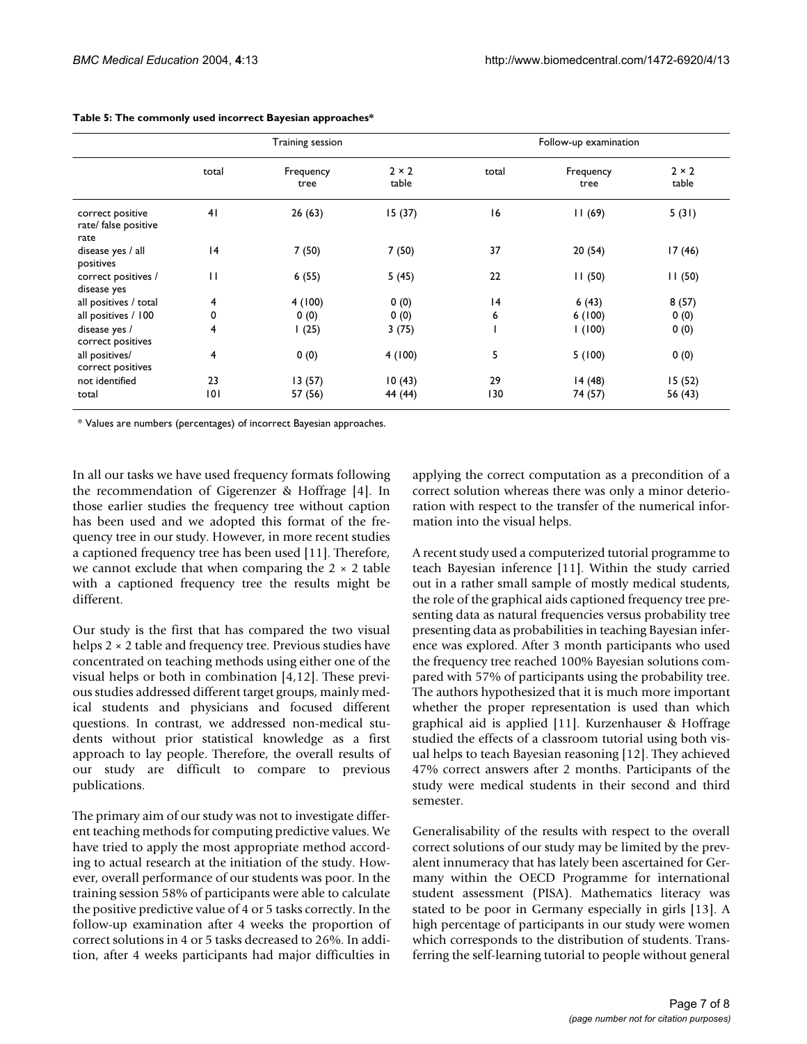**Table 5: The commonly used incorrect Bayesian approaches***

| | Training session | | | Follow-up examination | | |
|---|---|---|---|---|---|---|
| | total | Frequency tree | 2 × 2 table | total | Frequency tree | 2 × 2 table |
| correct positive rate/ false positive rate | 41 | 26 (63) | 15 (37) | 16 | 11 (69) | 5 (31) |
| disease yes / all positives | 14 | 7 (50) | 7 (50) | 37 | 20 (54) | 17 (46) |
| correct positives / disease yes | 11 | 6 (55) | 5 (45) | 22 | 11 (50) | 11 (50) |
| all positives / total | 4 | 4 (100) | 0 (0) | 14 | 6 (43) | 8 (57) |
| all positives / 100 | 0 | 0 (0) | 0 (0) | 6 | 6 (100) | 0 (0) |
| disease yes / correct positives | 4 | 1 (25) | 3 (75) | 1 | 1 (100) | 0 (0) |
| all positives/ correct positives | 4 | 0 (0) | 4 (100) | 5 | 5 (100) | 0 (0) |
| not identified | 23 | 13 (57) | 10 (43) | 29 | 14 (48) | 15 (52) |
| total | 101 | 57 (56) | 44 (44) | 130 | 74 (57) | 56 (43) |

* Values are numbers (percentages) of incorrect Bayesian approaches.

In all our tasks we have used frequency formats following the recommendation of Gigerenzer & Hoffrage [4]. In those earlier studies the frequency tree without caption has been used and we adopted this format of the frequency tree in our study. However, in more recent studies a captioned frequency tree has been used [11]. Therefore, we cannot exclude that when comparing the 2 × 2 table with a captioned frequency tree the results might be different.

Our study is the first that has compared the two visual helps 2 × 2 table and frequency tree. Previous studies have concentrated on teaching methods using either one of the visual helps or both in combination [4,12]. These previous studies addressed different target groups, mainly medical students and physicians and focused different questions. In contrast, we addressed non-medical students without prior statistical knowledge as a first approach to lay people. Therefore, the overall results of our study are difficult to compare to previous publications.

The primary aim of our study was not to investigate different teaching methods for computing predictive values. We have tried to apply the most appropriate method according to actual research at the initiation of the study. However, overall performance of our students was poor. In the training session 58% of participants were able to calculate the positive predictive value of 4 or 5 tasks correctly. In the follow-up examination after 4 weeks the proportion of correct solutions in 4 or 5 tasks decreased to 26%. In addition, after 4 weeks participants had major difficulties in applying the correct computation as a precondition of a correct solution whereas there was only a minor deterioration with respect to the transfer of the numerical information into the visual helps.

A recent study used a computerized tutorial programme to teach Bayesian inference [11]. Within the study carried out in a rather small sample of mostly medical students, the role of the graphical aids captioned frequency tree presenting data as natural frequencies versus probability tree presenting data as probabilities in teaching Bayesian inference was explored. After 3 month participants who used the frequency tree reached 100% Bayesian solutions compared with 57% of participants using the probability tree. The authors hypothesized that it is much more important whether the proper representation is used than which graphical aid is applied [11]. Kurzenhauser & Hoffrage studied the effects of a classroom tutorial using both visual helps to teach Bayesian reasoning [12]. They achieved 47% correct answers after 2 months. Participants of the study were medical students in their second and third semester.

Generalisability of the results with respect to the overall correct solutions of our study may be limited by the prevalent innumeracy that has lately been ascertained for Germany within the OECD Programme for international student assessment (PISA). Mathematics literacy was stated to be poor in Germany especially in girls [13]. A high percentage of participants in our study were women which corresponds to the distribution of students. Transferring the self-learning tutorial to people without general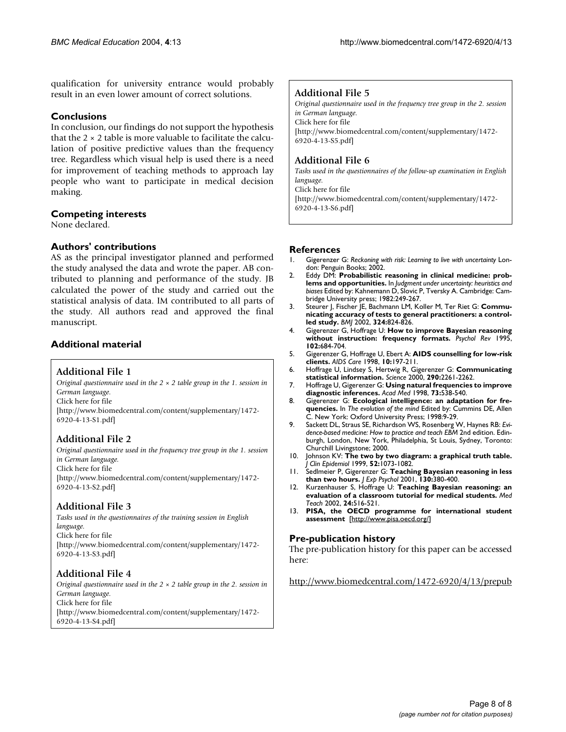qualification for university entrance would probably result in an even lower amount of correct solutions.

## Conclusions

In conclusion, our findings do not support the hypothesis that the 2 × 2 table is more valuable to facilitate the calculation of positive predictive values than the frequency tree. Regardless which visual help is used there is a need for improvement of teaching methods to approach lay people who want to participate in medical decision making.

## Competing interests

None declared.

## Authors' contributions

AS as the principal investigator planned and performed the study analysed the data and wrote the paper. AB contributed to planning and performance of the study. JB calculated the power of the study and carried out the statistical analysis of data. IM contributed to all parts of the study. All authors read and approved the final manuscript.

## Additional material

### Additional File 1

*Original questionnaire used in the 2 × 2 table group in the 1. session in German language.*
Click here for file
[http://www.biomedcentral.com/content/supplementary/1472-6920-4-13-S1.pdf]

### Additional File 2

*Original questionnaire used in the frequency tree group in the 1. session in German language.*
Click here for file
[http://www.biomedcentral.com/content/supplementary/1472-6920-4-13-S2.pdf]

### Additional File 3

*Tasks used in the questionnaires of the training session in English language.*
Click here for file
[http://www.biomedcentral.com/content/supplementary/1472-6920-4-13-S3.pdf]

### Additional File 4

*Original questionnaire used in the 2 × 2 table group in the 2. session in German language.*
Click here for file
[http://www.biomedcentral.com/content/supplementary/1472-6920-4-13-S4.pdf]

### Additional File 5

*Original questionnaire used in the frequency tree group in the 2. session in German language.*
Click here for file
[http://www.biomedcentral.com/content/supplementary/1472-6920-4-13-S5.pdf]

### Additional File 6

*Tasks used in the questionnaires of the follow-up examination in English language.*
Click here for file
[http://www.biomedcentral.com/content/supplementary/1472-6920-4-13-S6.pdf]

## References

1. Gigerenzer G: *Reckoning with risk: Learning to live with uncertainty* London: Penguin Books; 2002.
2. Eddy DM: **Probabilistic reasoning in clinical medicine: problems and opportunities.** In *Judgment under uncertainty: heuristics and biases* Edited by: Kahnemann D, Slovic P, Tversky A. Cambridge: Cambridge University press; 1982:249-267.
3. Steurer J, Fischer JE, Bachmann LM, Koller M, Ter Riet G: **Communicating accuracy of tests to general practitioners: a controlled study.** *BMJ* 2002, **324:**824-826.
4. Gigerenzer G, Hoffrage U: **How to improve Bayesian reasoning without instruction: frequency formats.** *Psychol Rev* 1995, **102:**684-704.
5. Gigerenzer G, Hoffrage U, Ebert A: **AIDS counselling for low-risk clients.** *AIDS Care* 1998, **10:**197-211.
6. Hoffrage U, Lindsey S, Hertwig R, Gigerenzer G: **Communicating statistical information.** *Science* 2000, **290:**2261-2262.
7. Hoffrage U, Gigerenzer G: **Using natural frequencies to improve diagnostic inferences.** *Acad Med* 1998, **73:**538-540.
8. Gigerenzer G: **Ecological intelligence: an adaptation for frequencies.** In *The evolution of the mind* Edited by: Cummins DE, Allen C. New York: Oxford University Press; 1998:9-29.
9. Sackett DL, Straus SE, Richardson WS, Rosenberg W, Haynes RB: *Evidence-based medicine: How to practice and teach EBM* 2nd edition. Edinburgh, London, New York, Philadelphia, St Louis, Sydney, Toronto: Churchill Livingstone; 2000.
10. Johnson KV: **The two by two diagram: a graphical truth table.** *J Clin Epidemiol* 1999, **52:**1073-1082.
11. Sedlmeier P, Gigerenzer G: **Teaching Bayesian reasoning in less than two hours.** *J Exp Psychol* 2001, **130:**380-400.
12. Kurzenhauser S, Hoffrage U: **Teaching Bayesian reasoning: an evaluation of a classroom tutorial for medical students.** *Med Teach* 2002, **24:**516-521.
13. **PISA, the OECD programme for international student assessment** [http://www.pisa.oecd.org/]

## Pre-publication history

The pre-publication history for this paper can be accessed here:

http://www.biomedcentral.com/1472-6920/4/13/prepub